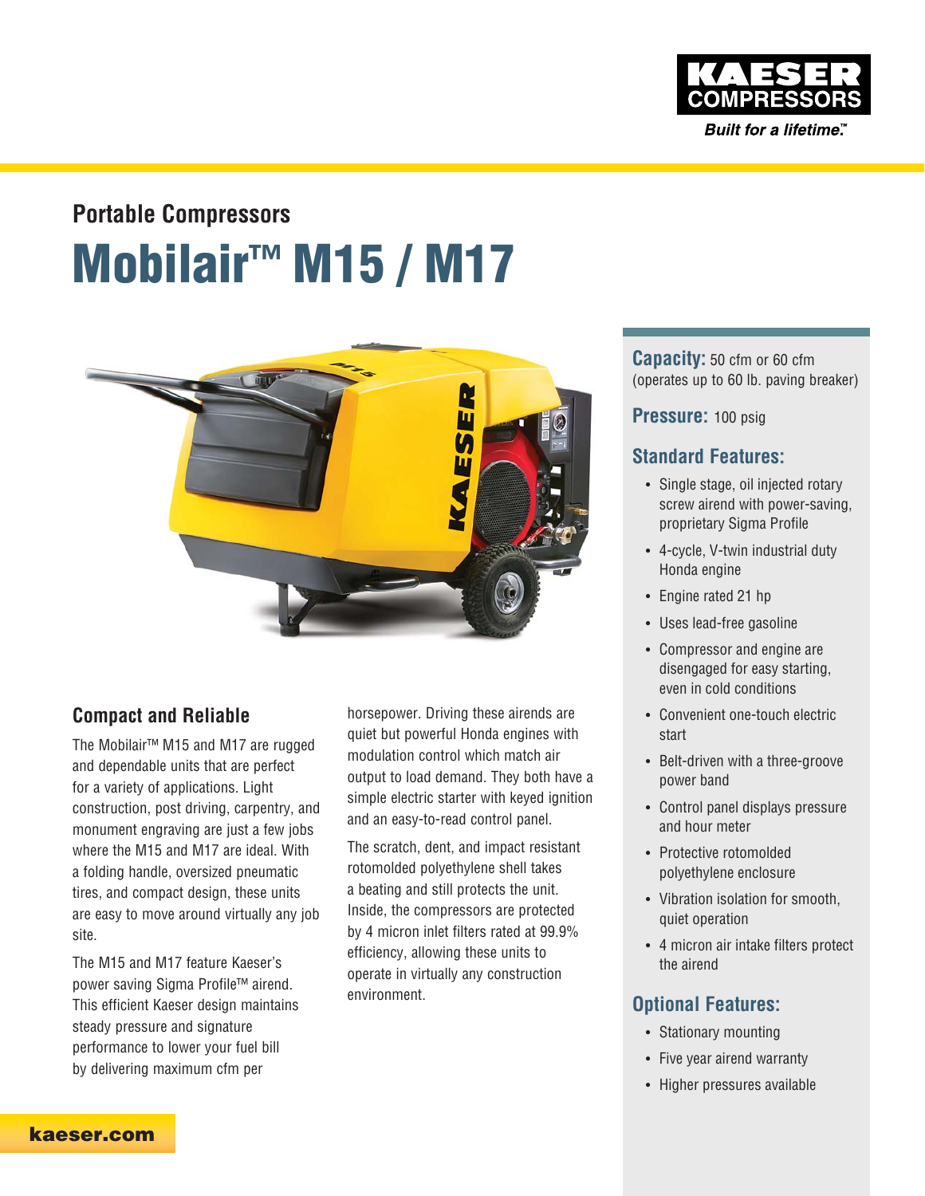KAESER COMPRESSORS

*Built for a lifetime.™*

## Portable Compressors

# Mobilair™ M15 / M17

## Compact and Reliable

The Mobilair™ M15 and M17 are rugged and dependable units that are perfect for a variety of applications. Light construction, post driving, carpentry, and monument engraving are just a few jobs where the M15 and M17 are ideal. With a folding handle, oversized pneumatic tires, and compact design, these units are easy to move around virtually any job site.

The M15 and M17 feature Kaeser's power saving Sigma Profile™ airend. This efficient Kaeser design maintains steady pressure and signature performance to lower your fuel bill by delivering maximum cfm per horsepower. Driving these airends are quiet but powerful Honda engines with modulation control which match air output to load demand. They both have a simple electric starter with keyed ignition and an easy-to-read control panel.

The scratch, dent, and impact resistant rotomolded polyethylene shell takes a beating and still protects the unit. Inside, the compressors are protected by 4 micron inlet filters rated at 99.9% efficiency, allowing these units to operate in virtually any construction environment.

**Capacity:** 50 cfm or 60 cfm (operates up to 60 lb. paving breaker)

**Pressure:** 100 psig

### Standard Features:

- Single stage, oil injected rotary screw airend with power-saving, proprietary Sigma Profile
- 4-cycle, V-twin industrial duty Honda engine
- Engine rated 21 hp
- Uses lead-free gasoline
- Compressor and engine are disengaged for easy starting, even in cold conditions
- Convenient one-touch electric start
- Belt-driven with a three-groove power band
- Control panel displays pressure and hour meter
- Protective rotomolded polyethylene enclosure
- Vibration isolation for smooth, quiet operation
- 4 micron air intake filters protect the airend

### Optional Features:

- Stationary mounting
- Five year airend warranty
- Higher pressures available

kaeser.com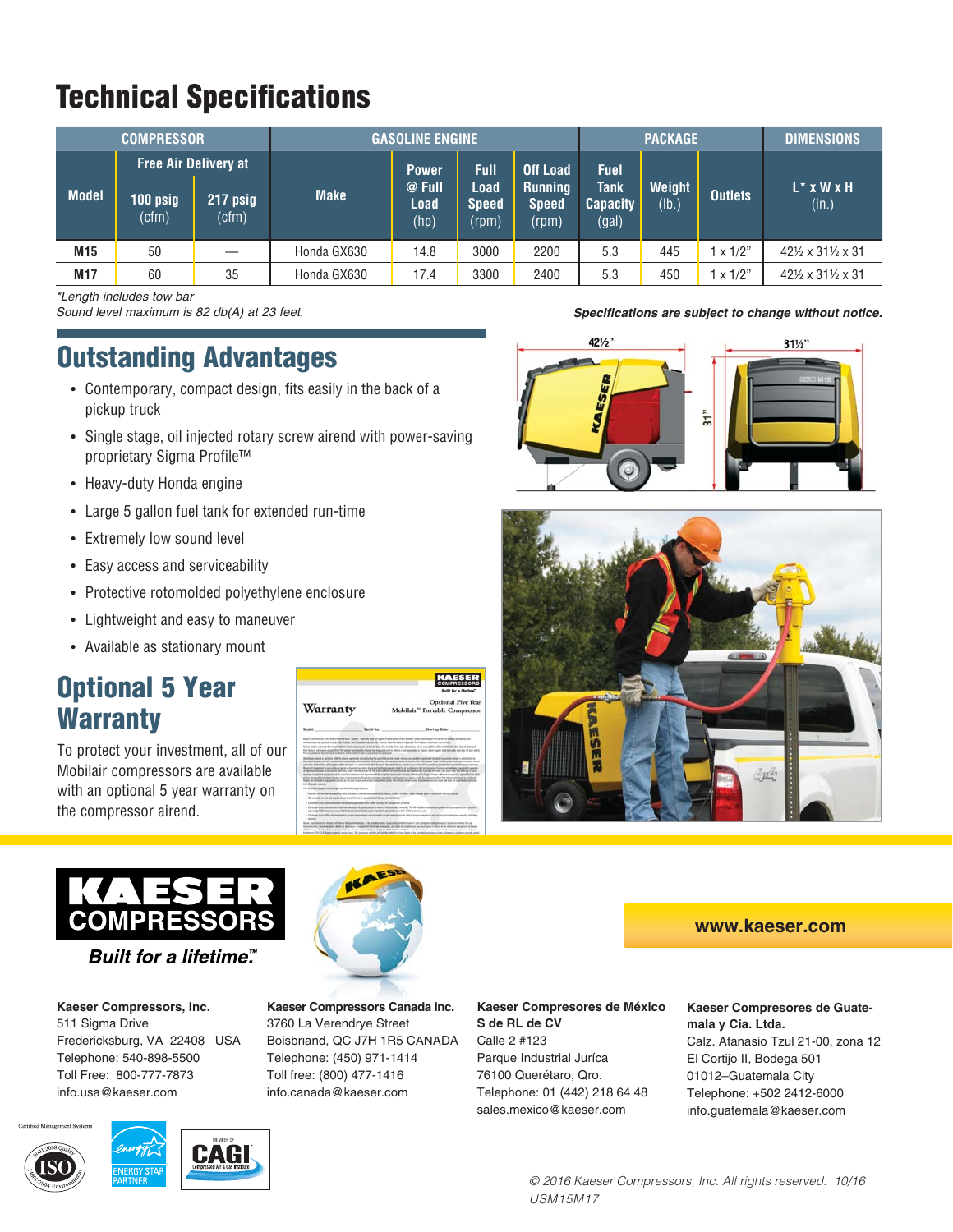# Technical Specifications

| COMPRESSOR | | | GASOLINE ENGINE | | | | PACKAGE | | | DIMENSIONS |
|---|---|---|---|---|---|---|---|---|---|---|
| Model | Free Air Delivery at 100 psig (cfm) | Free Air Delivery at 217 psig (cfm) | Make | Power @ Full Load (hp) | Full Load Speed (rpm) | Off Load Running Speed (rpm) | Fuel Tank Capacity (gal) | Weight (lb.) | Outlets | L* x W x H (in.) |
| M15 | 50 | — | Honda GX630 | 14.8 | 3000 | 2200 | 5.3 | 445 | 1 x 1/2" | 42½ x 31½ x 31 |
| M17 | 60 | 35 | Honda GX630 | 17.4 | 3300 | 2400 | 5.3 | 450 | 1 x 1/2" | 42½ x 31½ x 31 |

*Length includes tow bar

*Sound level maximum is 82 db(A) at 23 feet.*

***Specifications are subject to change without notice.***

## Outstanding Advantages

- Contemporary, compact design, fits easily in the back of a pickup truck
- Single stage, oil injected rotary screw airend with power-saving proprietary Sigma Profile™
- Heavy-duty Honda engine
- Large 5 gallon fuel tank for extended run-time
- Extremely low sound level
- Easy access and serviceability
- Protective rotomolded polyethylene enclosure
- Lightweight and easy to maneuver
- Available as stationary mount

## Optional 5 Year Warranty

To protect your investment, all of our Mobilair compressors are available with an optional 5 year warranty on the compressor airend.

**www.kaeser.com**

**Kaeser Compressors, Inc.**
511 Sigma Drive
Fredericksburg, VA 22408 USA
Telephone: 540-898-5500
Toll Free: 800-777-7873
info.usa@kaeser.com

**Kaeser Compressors Canada Inc.**
3760 La Verendrye Street
Boisbriand, QC J7H 1R5 CANADA
Telephone: (450) 971-1414
Toll free: (800) 477-1416
info.canada@kaeser.com

**Kaeser Compresores de México S de RL de CV**
Calle 2 #123
Parque Industrial Juríca
76100 Querétaro, Qro.
Telephone: 01 (442) 218 64 48
sales.mexico@kaeser.com

**Kaeser Compresores de Guatemala y Cia. Ltda.**
Calz. Atanasio Tzul 21-00, zona 12
El Cortijo II, Bodega 501
01012–Guatemala City
Telephone: +502 2412-6000
info.guatemala@kaeser.com

*© 2016 Kaeser Compressors, Inc. All rights reserved. 10/16*
*USM15M17*